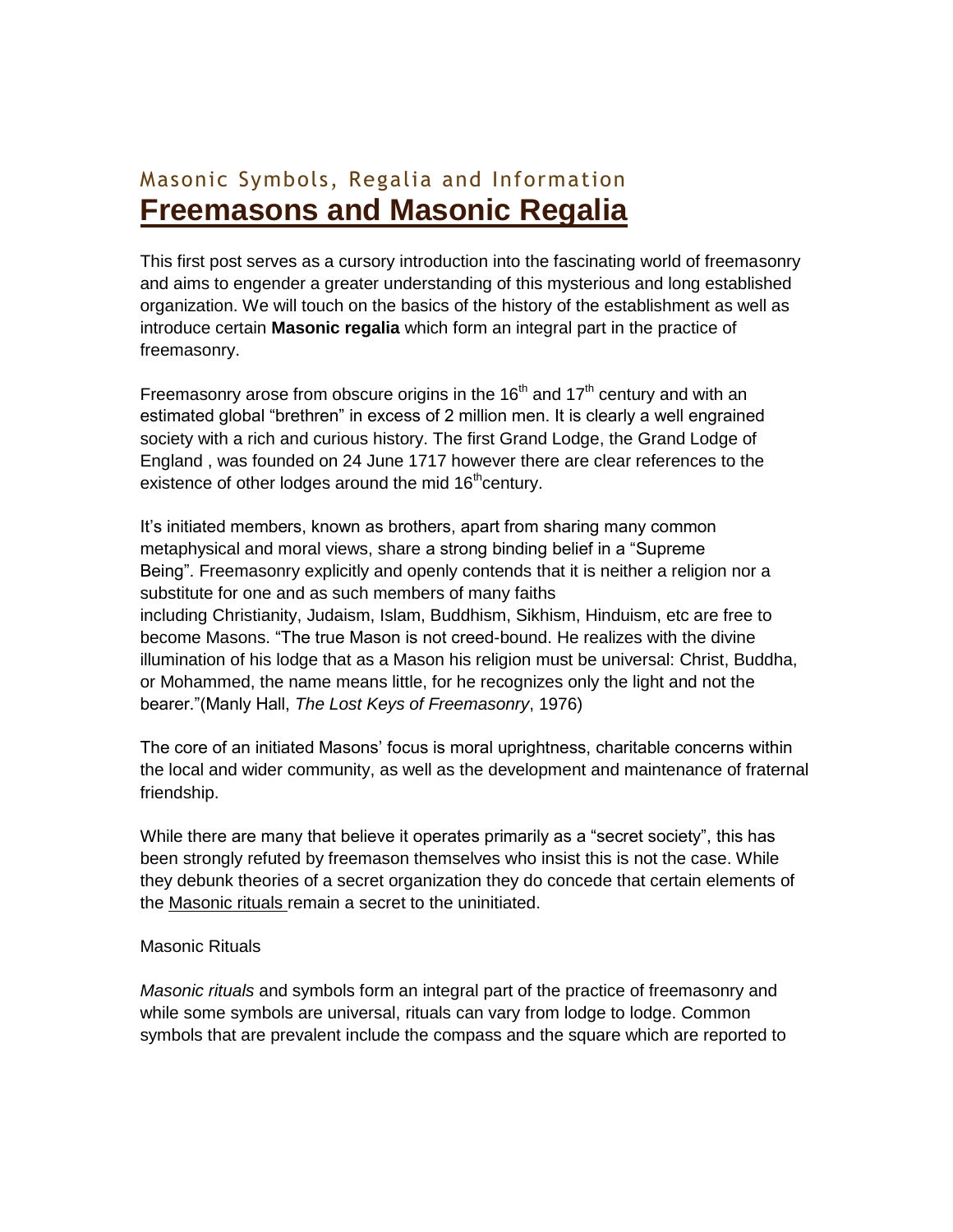Masonic Symbols, Regalia and Information

# Freemasons and Masonic Regalia

This first post serves as a cursory introduction into the fascinating world of freemasonry and aims to engender a greater understanding of this mysterious and long established organization. We will touch on the basics of the history of the establishment as well as introduce certain **Masonic regalia** which form an integral part in the practice of freemasonry.

Freemasonry arose from obscure origins in the 16th and 17th century and with an estimated global "brethren" in excess of 2 million men. It is clearly a well engrained society with a rich and curious history. The first Grand Lodge, the Grand Lodge of England , was founded on 24 June 1717 however there are clear references to the existence of other lodges around the mid 16th century.

It's initiated members, known as brothers, apart from sharing many common metaphysical and moral views, share a strong binding belief in a "Supreme Being". Freemasonry explicitly and openly contends that it is neither a religion nor a substitute for one and as such members of many faiths including Christianity, Judaism, Islam, Buddhism, Sikhism, Hinduism, etc are free to become Masons. "The true Mason is not creed-bound. He realizes with the divine illumination of his lodge that as a Mason his religion must be universal: Christ, Buddha, or Mohammed, the name means little, for he recognizes only the light and not the bearer."(Manly Hall, *The Lost Keys of Freemasonry*, 1976)

The core of an initiated Masons' focus is moral uprightness, charitable concerns within the local and wider community, as well as the development and maintenance of fraternal friendship.

While there are many that believe it operates primarily as a "secret society", this has been strongly refuted by freemason themselves who insist this is not the case. While they debunk theories of a secret organization they do concede that certain elements of the Masonic rituals remain a secret to the uninitiated.

Masonic Rituals

*Masonic rituals* and symbols form an integral part of the practice of freemasonry and while some symbols are universal, rituals can vary from lodge to lodge. Common symbols that are prevalent include the compass and the square which are reported to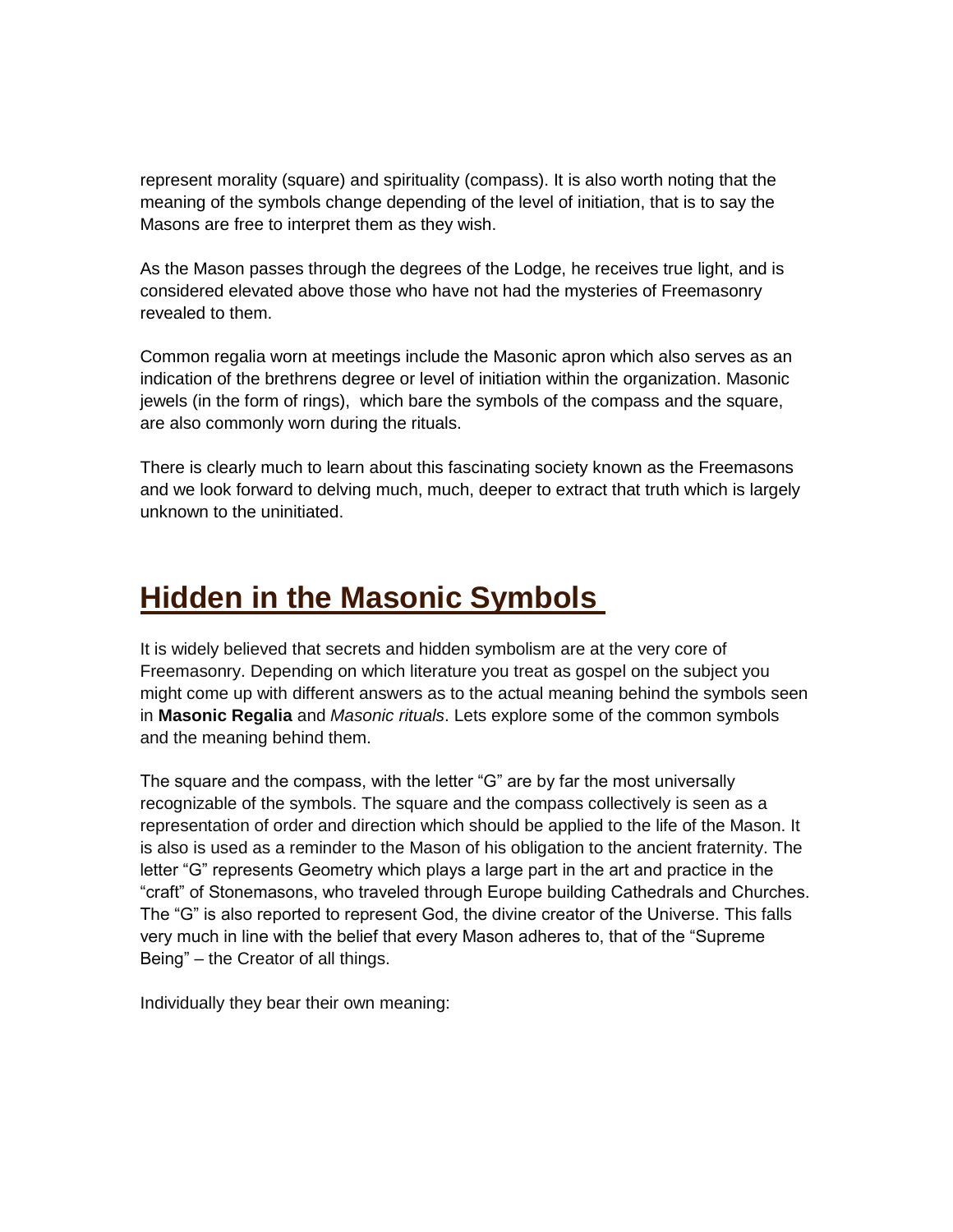represent morality (square) and spirituality (compass). It is also worth noting that the meaning of the symbols change depending of the level of initiation, that is to say the Masons are free to interpret them as they wish.

As the Mason passes through the degrees of the Lodge, he receives true light, and is considered elevated above those who have not had the mysteries of Freemasonry revealed to them.

Common regalia worn at meetings include the Masonic apron which also serves as an indication of the brethrens degree or level of initiation within the organization. Masonic jewels (in the form of rings), which bare the symbols of the compass and the square, are also commonly worn during the rituals.

There is clearly much to learn about this fascinating society known as the Freemasons and we look forward to delving much, much, deeper to extract that truth which is largely unknown to the uninitiated.

## Hidden in the Masonic Symbols

It is widely believed that secrets and hidden symbolism are at the very core of Freemasonry. Depending on which literature you treat as gospel on the subject you might come up with different answers as to the actual meaning behind the symbols seen in **Masonic Regalia** and *Masonic rituals*. Lets explore some of the common symbols and the meaning behind them.

The square and the compass, with the letter "G" are by far the most universally recognizable of the symbols. The square and the compass collectively is seen as a representation of order and direction which should be applied to the life of the Mason. It is also is used as a reminder to the Mason of his obligation to the ancient fraternity. The letter "G" represents Geometry which plays a large part in the art and practice in the "craft" of Stonemasons, who traveled through Europe building Cathedrals and Churches. The "G" is also reported to represent God, the divine creator of the Universe. This falls very much in line with the belief that every Mason adheres to, that of the "Supreme Being" – the Creator of all things.

Individually they bear their own meaning: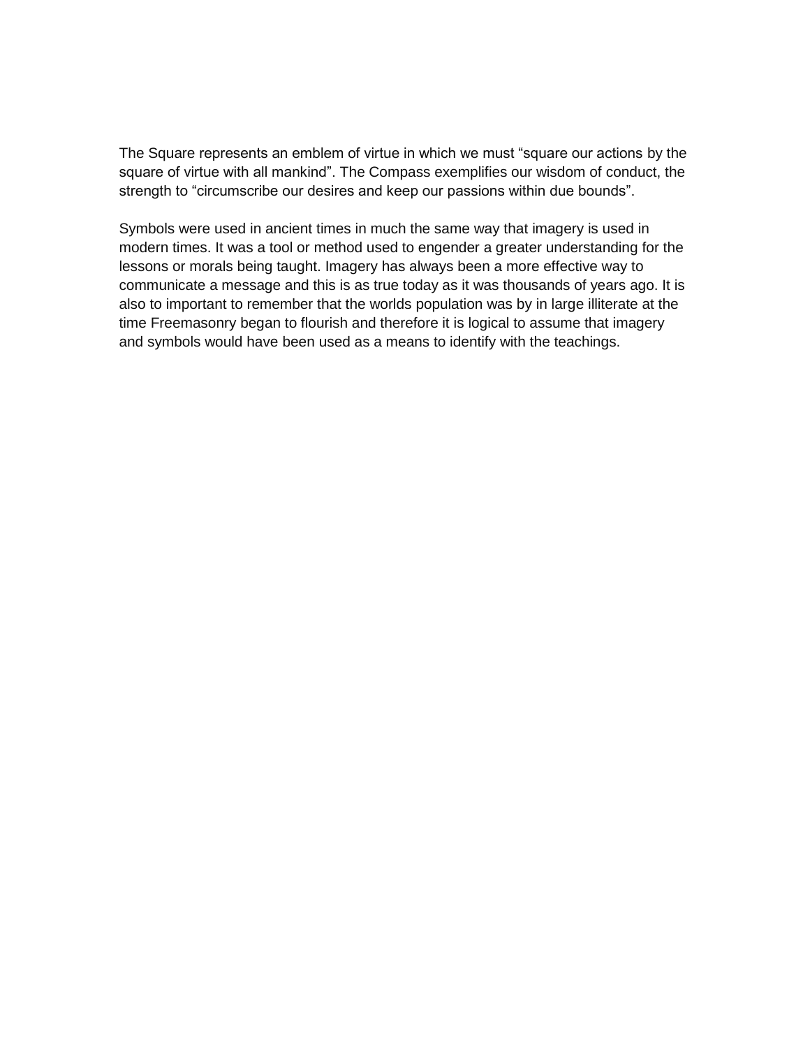The Square represents an emblem of virtue in which we must “square our actions by the square of virtue with all mankind”. The Compass exemplifies our wisdom of conduct, the strength to “circumscribe our desires and keep our passions within due bounds”.

Symbols were used in ancient times in much the same way that imagery is used in modern times. It was a tool or method used to engender a greater understanding for the lessons or morals being taught. Imagery has always been a more effective way to communicate a message and this is as true today as it was thousands of years ago. It is also to important to remember that the worlds population was by in large illiterate at the time Freemasonry began to flourish and therefore it is logical to assume that imagery and symbols would have been used as a means to identify with the teachings.